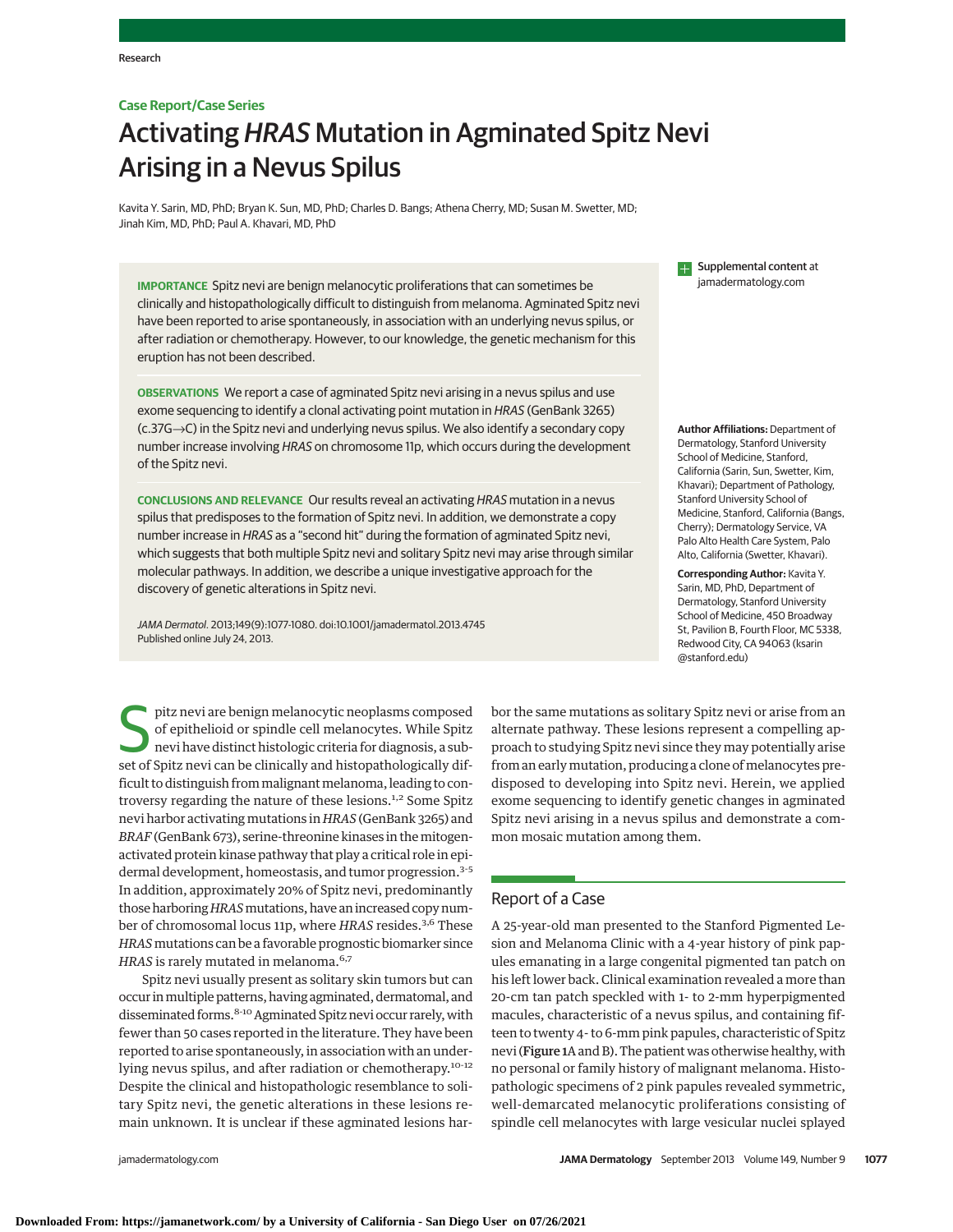Case Report/Case Series

# Activating *HRAS* Mutation in Agminated Spitz Nevi Arising in a Nevus Spilus

Kavita Y. Sarin, MD, PhD; Bryan K. Sun, MD, PhD; Charles D. Bangs; Athena Cherry, MD; Susan M. Swetter, MD; Jinah Kim, MD, PhD; Paul A. Khavari, MD, PhD

**IMPORTANCE** Spitz nevi are benign melanocytic proliferations that can sometimes be clinically and histopathologically difficult to distinguish from melanoma. Agminated Spitz nevi have been reported to arise spontaneously, in association with an underlying nevus spilus, or after radiation or chemotherapy. However, to our knowledge, the genetic mechanism for this eruption has not been described.

**OBSERVATIONS** We report a case of agminated Spitz nevi arising in a nevus spilus and use exome sequencing to identify a clonal activating point mutation in *HRAS* (GenBank 3265) (c.37G→C) in the Spitz nevi and underlying nevus spilus. We also identify a secondary copy number increase involving *HRAS* on chromosome 11p, which occurs during the development of the Spitz nevi.

**CONCLUSIONS AND RELEVANCE** Our results reveal an activating *HRAS* mutation in a nevus spilus that predisposes to the formation of Spitz nevi. In addition, we demonstrate a copy number increase in *HRAS* as a "second hit" during the formation of agminated Spitz nevi, which suggests that both multiple Spitz nevi and solitary Spitz nevi may arise through similar molecular pathways. In addition, we describe a unique investigative approach for the discovery of genetic alterations in Spitz nevi.

*JAMA Dermatol*. 2013;149(9):1077-1080. doi:10.1001/jamadermatol.2013.4745
Published online July 24, 2013.

Supplemental content at jamadermatology.com

**Author Affiliations:** Department of Dermatology, Stanford University School of Medicine, Stanford, California (Sarin, Sun, Swetter, Kim, Khavari); Department of Pathology, Stanford University School of Medicine, Stanford, California (Bangs, Cherry); Dermatology Service, VA Palo Alto Health Care System, Palo Alto, California (Swetter, Khavari).

**Corresponding Author:** Kavita Y. Sarin, MD, PhD, Department of Dermatology, Stanford University School of Medicine, 450 Broadway St, Pavilion B, Fourth Floor, MC 5338, Redwood City, CA 94063 (ksarin@stanford.edu)

Spitz nevi are benign melanocytic neoplasms composed of epithelioid or spindle cell melanocytes. While Spitz nevi have distinct histologic criteria for diagnosis, a subset of Spitz nevi can be clinically and histopathologically difficult to distinguish from malignant melanoma, leading to controversy regarding the nature of these lesions.[1,2] Some Spitz nevi harbor activating mutations in *HRAS* (GenBank 3265) and *BRAF* (GenBank 673), serine-threonine kinases in the mitogen-activated protein kinase pathway that play a critical role in epidermal development, homeostasis, and tumor progression.[3-5] In addition, approximately 20% of Spitz nevi, predominantly those harboring *HRAS* mutations, have an increased copy number of chromosomal locus 11p, where *HRAS* resides.[3,6] These *HRAS* mutations can be a favorable prognostic biomarker since *HRAS* is rarely mutated in melanoma.[6,7]

Spitz nevi usually present as solitary skin tumors but can occur in multiple patterns, having agminated, dermatomal, and disseminated forms.[8-10] Agminated Spitz nevi occur rarely, with fewer than 50 cases reported in the literature. They have been reported to arise spontaneously, in association with an underlying nevus spilus, and after radiation or chemotherapy.[10-12] Despite the clinical and histopathological resemblance to solitary Spitz nevi, the genetic alterations in these lesions remain unknown. It is unclear if these agminated lesions harbor the same mutations as solitary Spitz nevi or arise from an alternate pathway. These lesions represent a compelling approach to studying Spitz nevi since they may potentially arise from an early mutation, producing a clone of melanocytes predisposed to developing into Spitz nevi. Herein, we applied exome sequencing to identify genetic changes in agminated Spitz nevi arising in a nevus spilus and demonstrate a common mosaic mutation among them.

## Report of a Case

A 25-year-old man presented to the Stanford Pigmented Lesion and Melanoma Clinic with a 4-year history of pink papules emanating in a large congenital pigmented tan patch on his left lower back. Clinical examination revealed a more than 20-cm tan patch speckled with 1- to 2-mm hyperpigmented macules, characteristic of a nevus spilus, and containing fifteen to twenty 4- to 6-mm pink papules, characteristic of Spitz nevi (**Figure 1**A and B). The patient was otherwise healthy, with no personal or family history of malignant melanoma. Histopathologic specimens of 2 pink papules revealed symmetric, well-demarcated melanocytic proliferations consisting of spindle cell melanocytes with large vesicular nuclei splayed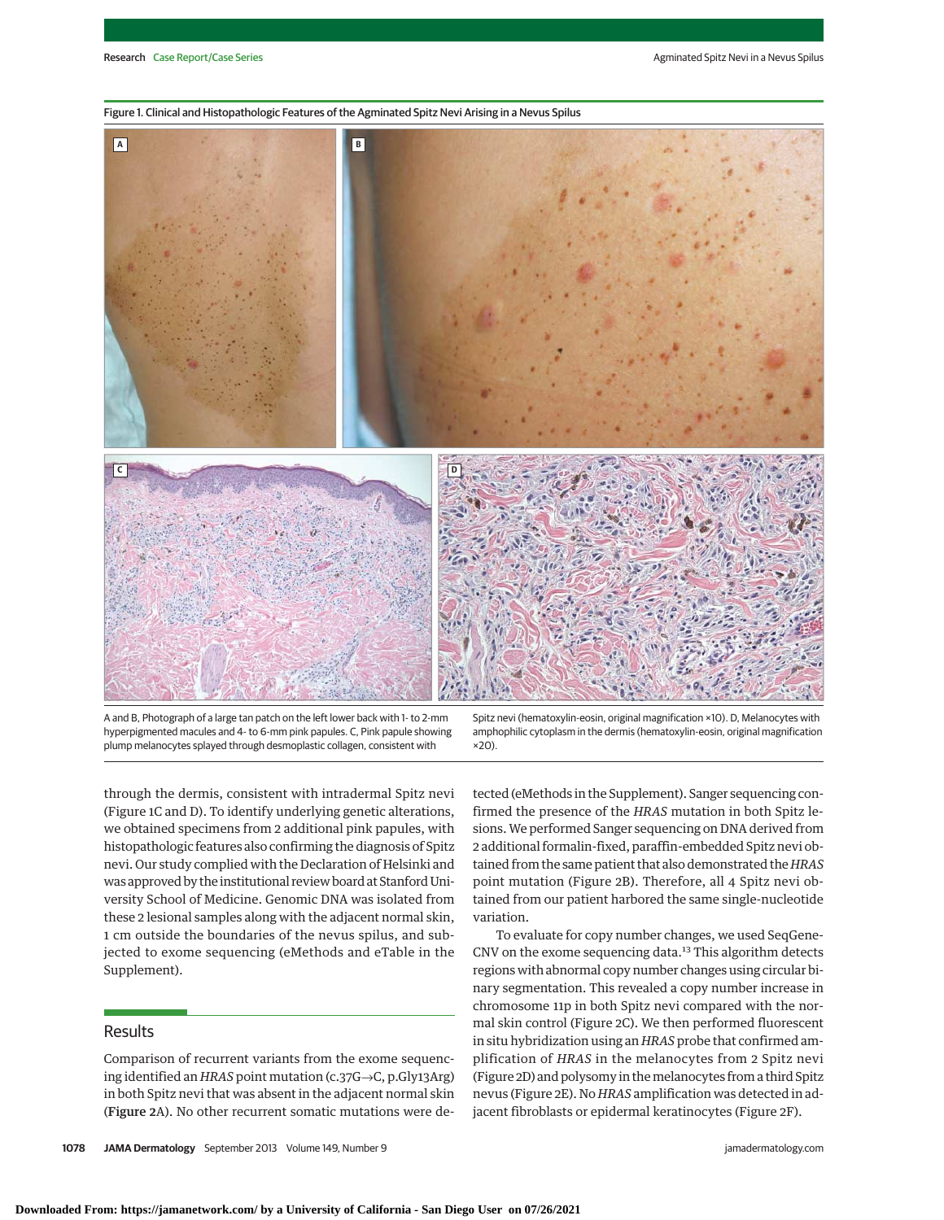Figure 1. Clinical and Histopathologic Features of the Agminated Spitz Nevi Arising in a Nevus Spilus

A and B, Photograph of a large tan patch on the left lower back with 1- to 2-mm hyperpigmented macules and 4- to 6-mm pink papules. C, Pink papule showing plump melanocytes splayed through desmoplastic collagen, consistent with Spitz nevi (hematoxylin-eosin, original magnification ×10). D, Melanocytes with amphophilic cytoplasm in the dermis (hematoxylin-eosin, original magnification ×20).

through the dermis, consistent with intradermal Spitz nevi (Figure 1C and D). To identify underlying genetic alterations, we obtained specimens from 2 additional pink papules, with histopathologic features also confirming the diagnosis of Spitz nevi. Our study complied with the Declaration of Helsinki and was approved by the institutional review board at Stanford University School of Medicine. Genomic DNA was isolated from these 2 lesional samples along with the adjacent normal skin, 1 cm outside the boundaries of the nevus spilus, and subjected to exome sequencing (eMethods and eTable in the Supplement).

## Results

Comparison of recurrent variants from the exome sequencing identified an *HRAS* point mutation (c.37G→C, p.Gly13Arg) in both Spitz nevi that was absent in the adjacent normal skin (**Figure 2**A). No other recurrent somatic mutations were detected (eMethods in the Supplement). Sanger sequencing confirmed the presence of the *HRAS* mutation in both Spitz lesions. We performed Sanger sequencing on DNA derived from 2 additional formalin-fixed, paraffin-embedded Spitz nevi obtained from the same patient that also demonstrated the *HRAS* point mutation (Figure 2B). Therefore, all 4 Spitz nevi obtained from our patient harbored the same single-nucleotide variation.

To evaluate for copy number changes, we used SeqGene-CNV on the exome sequencing data.[13] This algorithm detects regions with abnormal copy number changes using circular binary segmentation. This revealed a copy number increase in chromosome 11p in both Spitz nevi compared with the normal skin control (Figure 2C). We then performed fluorescent in situ hybridization using an *HRAS* probe that confirmed amplification of *HRAS* in the melanocytes from 2 Spitz nevi (Figure 2D) and polysomy in the melanocytes from a third Spitz nevus (Figure 2E). No *HRAS* amplification was detected in adjacent fibroblasts or epidermal keratinocytes (Figure 2F).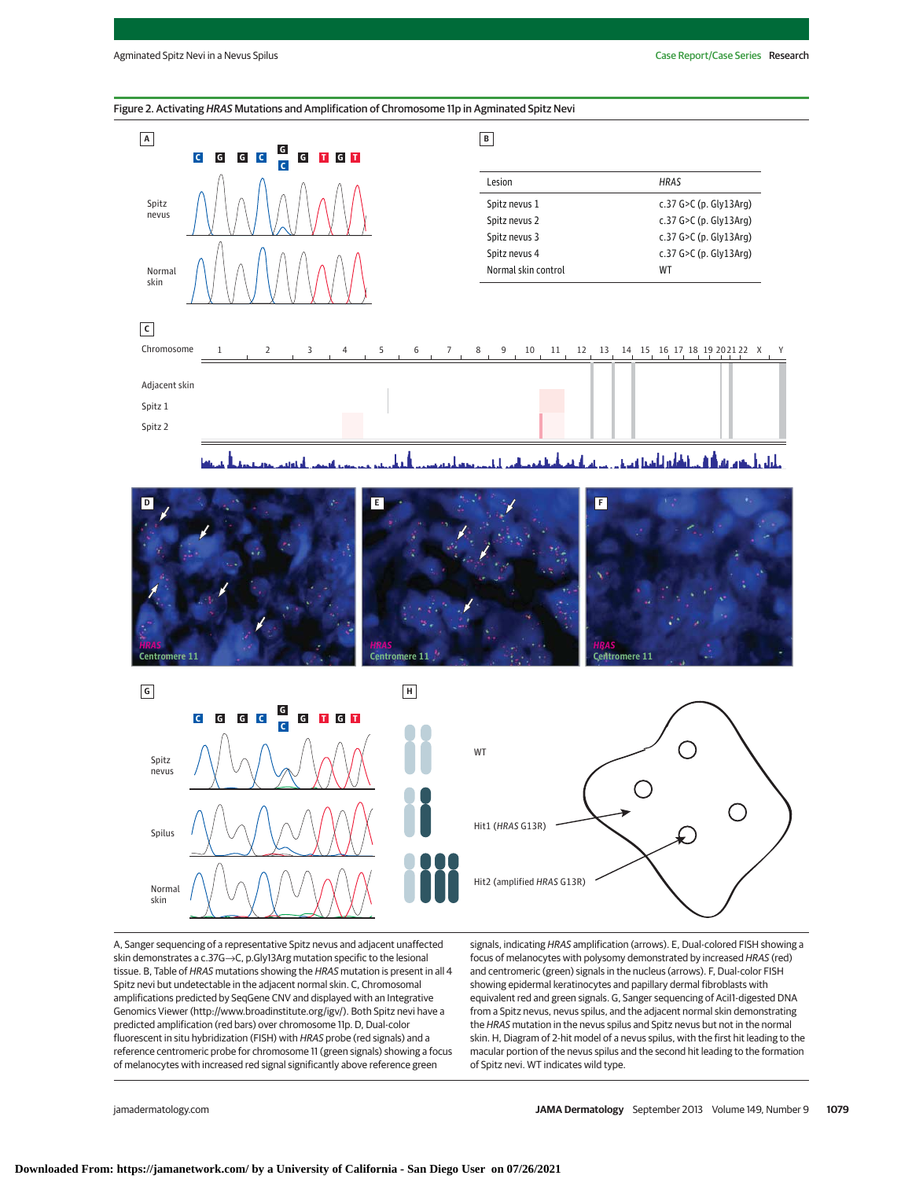Figure 2. Activating *HRAS* Mutations and Amplification of Chromosome 11p in Agminated Spitz Nevi

| Lesion | *HRAS* |
|---|---|
| Spitz nevus 1 | c.37 G>C (p. Gly13Arg) |
| Spitz nevus 2 | c.37 G>C (p. Gly13Arg) |
| Spitz nevus 3 | c.37 G>C (p. Gly13Arg) |
| Spitz nevus 4 | c.37 G>C (p. Gly13Arg) |
| Normal skin control | WT |

A, Sanger sequencing of a representative Spitz nevus and adjacent unaffected skin demonstrates a c.37G→C, p.Gly13Arg mutation specific to the lesional tissue. B, Table of *HRAS* mutations showing the *HRAS* mutation is present in all 4 Spitz nevi but undetectable in the adjacent normal skin. C, Chromosomal amplifications predicted by SeqGene CNV and displayed with an Integrative Genomics Viewer (http://www.broadinstitute.org/igv/). Both Spitz nevi have a predicted amplification (red bars) over chromosome 11p. D, Dual-color fluorescent in situ hybridization (FISH) with *HRAS* probe (red signals) and a reference centromeric probe for chromosome 11 (green signals) showing a focus of melanocytes with increased red signal significantly above reference green signals, indicating *HRAS* amplification (arrows). E, Dual-colored FISH showing a focus of melanocytes with polysomy demonstrated by increased *HRAS* (red) and centromeric (green) signals in the nucleus (arrows). F, Dual-color FISH showing epidermal keratinocytes and papillary dermal fibroblasts with equivalent red and green signals. G, Sanger sequencing of AciI1-digested DNA from a Spitz nevus, nevus spilus, and the adjacent normal skin demonstrating the *HRAS* mutation in the nevus spilus and Spitz nevus but not in the normal skin. H, Diagram of 2-hit model of a nevus spilus, with the first hit leading to the macular portion of the nevus spilus and the second hit leading to the formation of Spitz nevi. WT indicates wild type.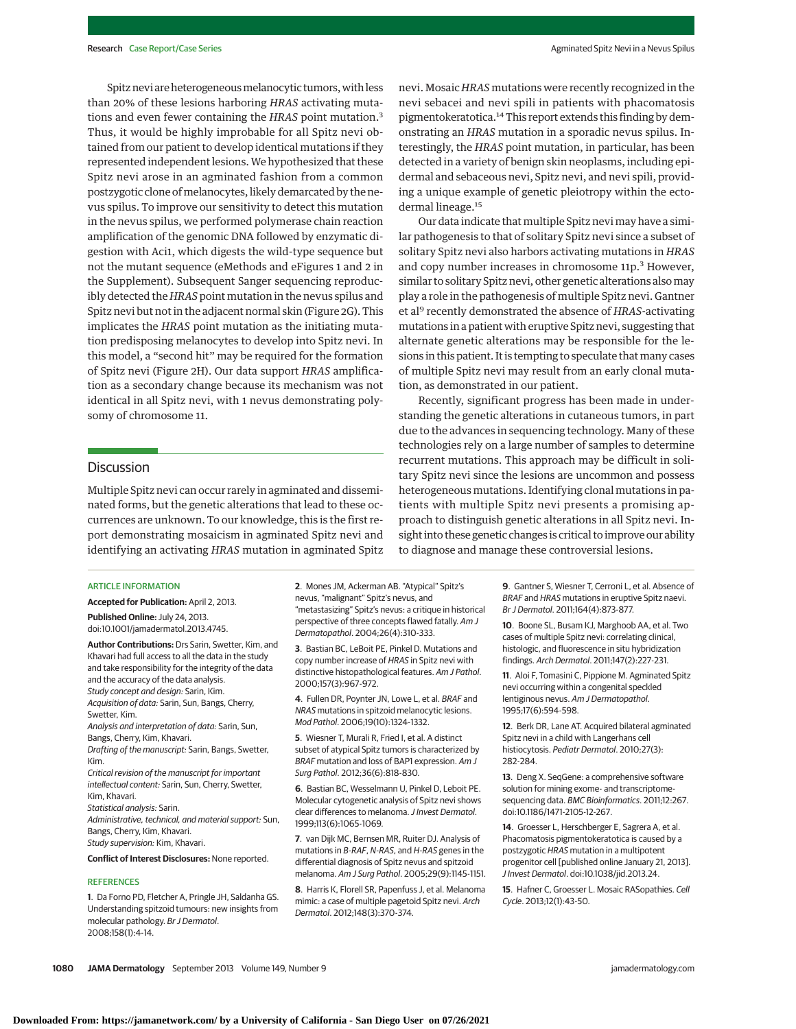Spitz nevi are heterogeneous melanocytic tumors, with less than 20% of these lesions harboring *HRAS* activating mutations and even fewer containing the *HRAS* point mutation.[3] Thus, it would be highly improbable for all Spitz nevi obtained from our patient to develop identical mutations if they represented independent lesions. We hypothesized that these Spitz nevi arose in an agminated fashion from a common postzygotic clone of melanocytes, likely demarcated by the nevus spilus. To improve our sensitivity to detect this mutation in the nevus spilus, we performed polymerase chain reaction amplification of the genomic DNA followed by enzymatic digestion with Aci1, which digests the wild-type sequence but not the mutant sequence (eMethods and eFigures 1 and 2 in the Supplement). Subsequent Sanger sequencing reproducibly detected the *HRAS* point mutation in the nevus spilus and Spitz nevi but not in the adjacent normal skin (Figure 2G). This implicates the *HRAS* point mutation as the initiating mutation predisposing melanocytes to develop into Spitz nevi. In this model, a "second hit" may be required for the formation of Spitz nevi (Figure 2H). Our data support *HRAS* amplification as a secondary change because its mechanism was not identical in all Spitz nevi, with 1 nevus demonstrating polysomy of chromosome 11.

## Discussion

Multiple Spitz nevi can occur rarely in agminated and disseminated forms, but the genetic alterations that lead to these occurrences are unknown. To our knowledge, this is the first report demonstrating mosaicism in agminated Spitz nevi and identifying an activating *HRAS* mutation in agminated Spitz nevi. Mosaic *HRAS* mutations were recently recognized in the nevi sebacei and nevi spili in patients with phacomatosis pigmentokeratotica.[14] This report extends this finding by demonstrating an *HRAS* mutation in a sporadic nevus spilus. Interestingly, the *HRAS* point mutation, in particular, has been detected in a variety of benign skin neoplasms, including epidermal and sebaceous nevi, Spitz nevi, and nevi spili, providing a unique example of genetic pleiotropy within the ectodermal lineage.[15]

Our data indicate that multiple Spitz nevi may have a similar pathogenesis to that of solitary Spitz nevi since a subset of solitary Spitz nevi also harbors activating mutations in *HRAS* and copy number increases in chromosome 11p.[3] However, similar to solitary Spitz nevi, other genetic alterations also may play a role in the pathogenesis of multiple Spitz nevi. Gantner et al[9] recently demonstrated the absence of *HRAS*-activating mutations in a patient with eruptive Spitz nevi, suggesting that alternate genetic alterations may be responsible for the lesions in this patient. It is tempting to speculate that many cases of multiple Spitz nevi may result from an early clonal mutation, as demonstrated in our patient.

Recently, significant progress has been made in understanding the genetic alterations in cutaneous tumors, in part due to the advances in sequencing technology. Many of these technologies rely on a large number of samples to determine recurrent mutations. This approach may be difficult in solitary Spitz nevi since the lesions are uncommon and possess heterogeneous mutations. Identifying clonal mutations in patients with multiple Spitz nevi presents a promising approach to distinguish genetic alterations in all Spitz nevi. Insight into these genetic changes is critical to improve our ability to diagnose and manage these controversial lesions.

### ARTICLE INFORMATION

**Accepted for Publication:** April 2, 2013.

**Published Online:** July 24, 2013. doi:10.1001/jamadermatol.2013.4745.

**Author Contributions:** Drs Sarin, Swetter, Kim, and Khavari had full access to all the data in the study and take responsibility for the integrity of the data and the accuracy of the data analysis.
*Study concept and design:* Sarin, Kim.
*Acquisition of data:* Sarin, Sun, Bangs, Cherry, Swetter, Kim.
*Analysis and interpretation of data:* Sarin, Sun, Bangs, Cherry, Kim, Khavari.
*Drafting of the manuscript:* Sarin, Bangs, Swetter, Kim.
*Critical revision of the manuscript for important intellectual content:* Sarin, Sun, Cherry, Swetter, Kim, Khavari.
*Statistical analysis:* Sarin.
*Administrative, technical, and material support:* Sun, Bangs, Cherry, Kim, Khavari.
*Study supervision:* Kim, Khavari.

**Conflict of Interest Disclosures:** None reported.

### REFERENCES

1. Da Forno PD, Fletcher A, Pringle JH, Saldanha GS. Understanding spitzoid tumours: new insights from molecular pathology. *Br J Dermatol*. 2008;158(1):4-14.

2. Mones JM, Ackerman AB. "Atypical" Spitz's nevus, "malignant" Spitz's nevus, and "metastasizing" Spitz's nevus: a critique in historical perspective of three concepts flawed fatally. *Am J Dermatopathol*. 2004;26(4):310-333.

3. Bastian BC, LeBoit PE, Pinkel D. Mutations and copy number increase of *HRAS* in Spitz nevi with distinctive histopathological features. *Am J Pathol*. 2000;157(3):967-972.

4. Fullen DR, Poynter JN, Lowe L, et al. *BRAF* and *NRAS* mutations in spitzoid melanocytic lesions. *Mod Pathol*. 2006;19(10):1324-1332.

5. Wiesner T, Murali R, Fried I, et al. A distinct subset of atypical Spitz tumors is characterized by *BRAF* mutation and loss of BAP1 expression. *Am J Surg Pathol*. 2012;36(6):818-830.

6. Bastian BC, Wesselmann U, Pinkel D, Leboit PE. Molecular cytogenetic analysis of Spitz nevi shows clear differences to melanoma. *J Invest Dermatol*. 1999;113(6):1065-1069.

7. van Dijk MC, Bernsen MR, Ruiter DJ. Analysis of mutations in *B-RAF*, *N-RAS*, and *H-RAS* genes in the differential diagnosis of Spitz nevus and spitzoid melanoma. *Am J Surg Pathol*. 2005;29(9):1145-1151.

8. Harris K, Florell SR, Papenfuss J, et al. Melanoma mimic: a case of multiple pagetoid Spitz nevi. *Arch Dermatol*. 2012;148(3):370-374.

9. Gantner S, Wiesner T, Cerroni L, et al. Absence of *BRAF* and *HRAS* mutations in eruptive Spitz naevi. *Br J Dermatol*. 2011;164(4):873-877.

10. Boone SL, Busam KJ, Marghoob AA, et al. Two cases of multiple Spitz nevi: correlating clinical, histologic, and fluorescence in situ hybridization findings. *Arch Dermatol*. 2011;147(2):227-231.

11. Aloi F, Tomasini C, Pippione M. Agminated Spitz nevi occurring within a congenital speckled lentiginous nevus. *Am J Dermatopathol*. 1995;17(6):594-598.

12. Berk DR, Lane AT. Acquired bilateral agminated Spitz nevi in a child with Langerhans cell histiocytosis. *Pediatr Dermatol*. 2010;27(3):282-284.

13. Deng X. SeqGene: a comprehensive software solution for mining exome- and transcriptome-sequencing data. *BMC Bioinformatics*. 2011;12:267. doi:10.1186/1471-2105-12-267.

14. Groesser L, Herschberger E, Sagrera A, et al. Phacomatosis pigmentokeratotica is caused by a postzygotic *HRAS* mutation in a multipotent progenitor cell [published online January 21, 2013]. *J Invest Dermatol*. doi:10.1038/jid.2013.24.

15. Hafner C, Groesser L. Mosaic RASopathies. *Cell Cycle*. 2013;12(1):43-50.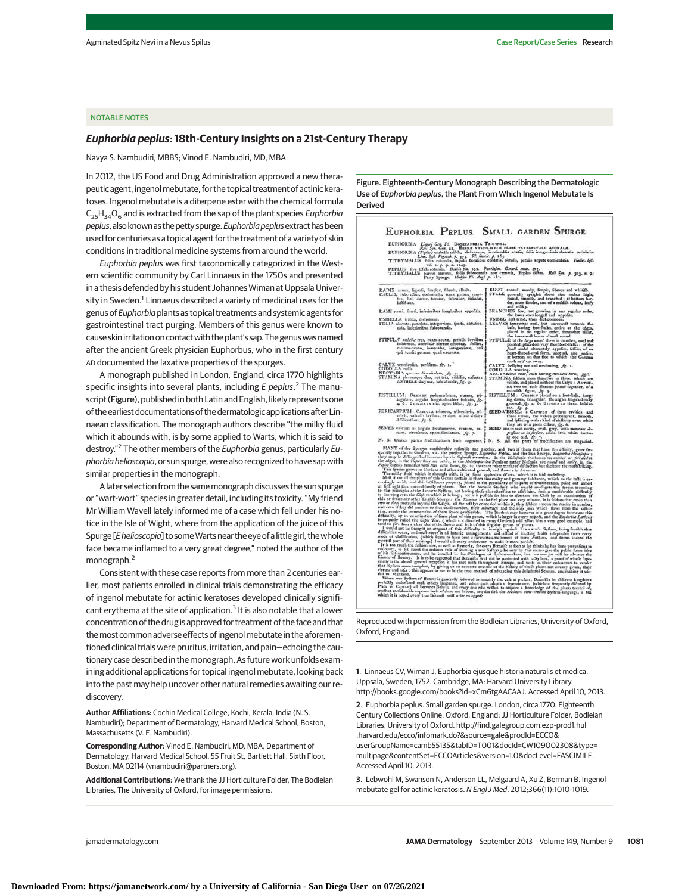NOTABLE NOTES

## *Euphorbia peplus:* 18th-Century Insights on a 21st-Century Therapy

Navya S. Nambudiri, MBBS; Vinod E. Nambudiri, MD, MBA

In 2012, the US Food and Drug Administration approved a new therapeutic agent, ingenol mebutate, for the topical treatment of actinic keratoses. Ingenol mebutate is a diterpene ester with the chemical formula $C_{25}H_{34}O_6$ and is extracted from the sap of the plant species *Euphorbia peplus*, also known as the petty spurge. *Euphorbia peplus* extract has been used for centuries as a topical agent for the treatment of a variety of skin conditions in traditional medicine systems from around the world.

*Euphorbia peplus* was first taxonomically categorized in the Western scientific community by Carl Linnaeus in the 1750s and presented in a thesis defended by his student Johannes Wiman at Uppsala University in Sweden.[1] Linnaeus described a variety of medicinal uses for the genus of *Euphorbia* plants as topical treatments and systemic agents for gastrointestinal tract purging. Members of this genus were known to cause skin irritation on contact with the plant's sap. The genus was named after the ancient Greek physician Euphorbus, who in the first century AD documented the laxative properties of the spurges.

A monograph published in London, England, circa 1770 highlights specific insights into several plants, including *E peplus*.[2] The manuscript (Figure), published in both Latin and English, likely represents one of the earliest documentations of the dermatologic applications after Linnaean classification. The monograph authors describe "the milky fluid which it abounds with, is by some applied to Warts, which it is said to destroy."[2] The other members of the *Euphorbia* genus, particularly *Euphorbia helioscopia*, or sun spurge, were also recognized to have sap with similar properties in the monograph.

A later selection from the same monograph discusses the sun spurge or "wart-wort" species in greater detail, including its toxicity. "My friend Mr William Wavell lately informed me of a case which fell under his notice in the Isle of Wight, where from the application of the juice of this Spurge [*E helioscopia*] to some Warts near the eye of a little girl, the whole face became inflamed to a very great degree," noted the author of the monograph.[2]

Consistent with these case reports from more than 2 centuries earlier, most patients enrolled in clinical trials demonstrating the efficacy of ingenol mebutate for actinic keratoses developed clinically significant erythema at the site of application.[3] It is also notable that a lower concentration of the drug is approved for treatment of the face and that the most common adverse effects of ingenol mebutate in the aforementioned clinical trials were pruritus, irritation, and pain—echoing the cautionary case described in the monograph. As future work unfolds examining additional applications for topical ingenol mebutate, looking back into the past may help uncover other natural remedies awaiting our rediscovery.

Figure. Eighteenth-Century Monograph Describing the Dermatologic Use of *Euphorbia peplus*, the Plant From Which Ingenol Mebutate Is Derived

Reproduced with permission from the Bodleian Libraries, University of Oxford, Oxford, England.

**Author Affiliations:** Cochin Medical College, Kochi, Kerala, India (N. S. Nambudiri); Department of Dermatology, Harvard Medical School, Boston, Massachusetts (V. E. Nambudiri).

**Corresponding Author:** Vinod E. Nambudiri, MD, MBA, Department of Dermatology, Harvard Medical School, 55 Fruit St, Bartlett Hall, Sixth Floor, Boston, MA 02114 (vnambudiri@partners.org).

**Additional Contributions:** We thank the JJ Horticulture Folder, The Bodleian Libraries, The University of Oxford, for image permissions.

1. Linnaeus CV, Wiman J. Euphorbia ejusque historia naturalis et medica. Uppsala, Sweden, 1752. Cambridge, MA: Harvard University Library. http://books.google.com/books?id=xCm6tgAACAAJ. Accessed April 10, 2013.

2. Euphorbia peplus. Small garden spurge. London, circa 1770. Eighteenth Century Collections Online. Oxford, England: JJ Horticulture Folder, Bodleian Libraries, University of Oxford. http://find.galegroup.com.ezp-prod1.hul.harvard.edu/ecco/infomark.do?&source=gale&prodId=ECCO&userGroupName=camb55135&tabID=T001&docId=CW109002308&type=multipage&contentSet=ECCOArticles&version=1.0&docLevel=FASCIMILE. Accessed April 10, 2013.

3. Lebwohl M, Swanson N, Anderson LL, Melgaard A, Xu Z, Berman B. Ingenol mebutate gel for actinic keratosis. *N Engl J Med*. 2012;366(11):1010-1019.